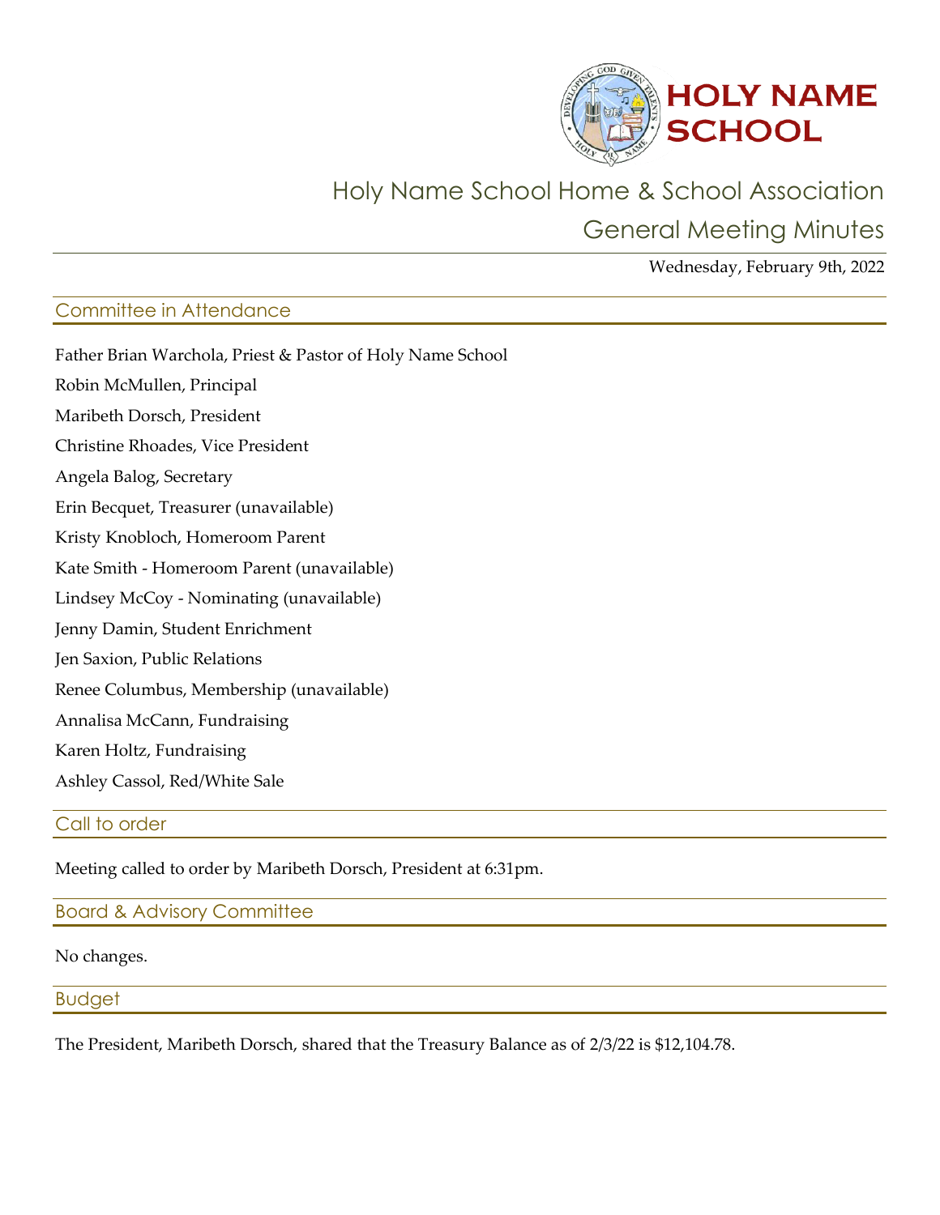# HOLY NAME SCHOOL

## Holy Name School Home & School Association

## General Meeting Minutes

Wednesday, February 9th, 2022

### Committee in Attendance

Father Brian Warchola, Priest & Pastor of Holy Name School

Robin McMullen, Principal

Maribeth Dorsch, President

Christine Rhoades, Vice President

Angela Balog, Secretary

Erin Becquet, Treasurer (unavailable)

Kristy Knobloch, Homeroom Parent

Kate Smith - Homeroom Parent (unavailable)

Lindsey McCoy - Nominating (unavailable)

Jenny Damin, Student Enrichment

Jen Saxion, Public Relations

Renee Columbus, Membership (unavailable)

Annalisa McCann, Fundraising

Karen Holtz, Fundraising

Ashley Cassol, Red/White Sale

### Call to order

Meeting called to order by Maribeth Dorsch, President at 6:31pm.

### Board & Advisory Committee

No changes.

### Budget

The President, Maribeth Dorsch, shared that the Treasury Balance as of 2/3/22 is $12,104.78.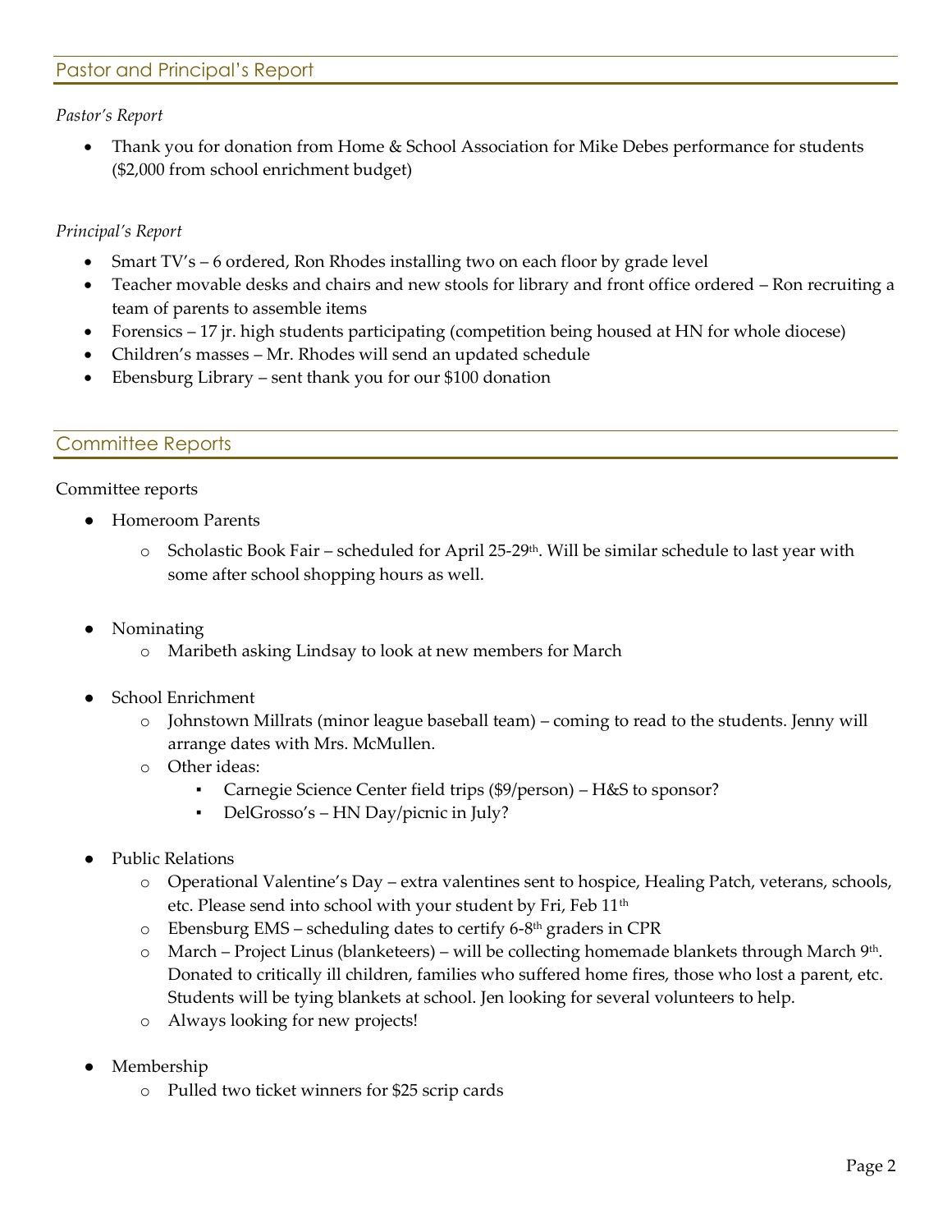## Pastor and Principal's Report

*Pastor's Report*

- Thank you for donation from Home & School Association for Mike Debes performance for students ($2,000 from school enrichment budget)

*Principal's Report*

- Smart TV's – 6 ordered, Ron Rhodes installing two on each floor by grade level
- Teacher movable desks and chairs and new stools for library and front office ordered – Ron recruiting a team of parents to assemble items
- Forensics – 17 jr. high students participating (competition being housed at HN for whole diocese)
- Children's masses – Mr. Rhodes will send an updated schedule
- Ebensburg Library – sent thank you for our $100 donation

## Committee Reports

Committee reports

- Homeroom Parents
  - Scholastic Book Fair – scheduled for April 25-29th. Will be similar schedule to last year with some after school shopping hours as well.

- Nominating
  - Maribeth asking Lindsay to look at new members for March

- School Enrichment
  - Johnstown Millrats (minor league baseball team) – coming to read to the students. Jenny will arrange dates with Mrs. McMullen.
  - Other ideas:
    - Carnegie Science Center field trips ($9/person) – H&S to sponsor?
    - DelGrosso's – HN Day/picnic in July?

- Public Relations
  - Operational Valentine's Day – extra valentines sent to hospice, Healing Patch, veterans, schools, etc. Please send into school with your student by Fri, Feb 11th
  - Ebensburg EMS – scheduling dates to certify 6-8th graders in CPR
  - March – Project Linus (blanketeers) – will be collecting homemade blankets through March 9th. Donated to critically ill children, families who suffered home fires, those who lost a parent, etc. Students will be tying blankets at school. Jen looking for several volunteers to help.
  - Always looking for new projects!

- Membership
  - Pulled two ticket winners for $25 scrip cards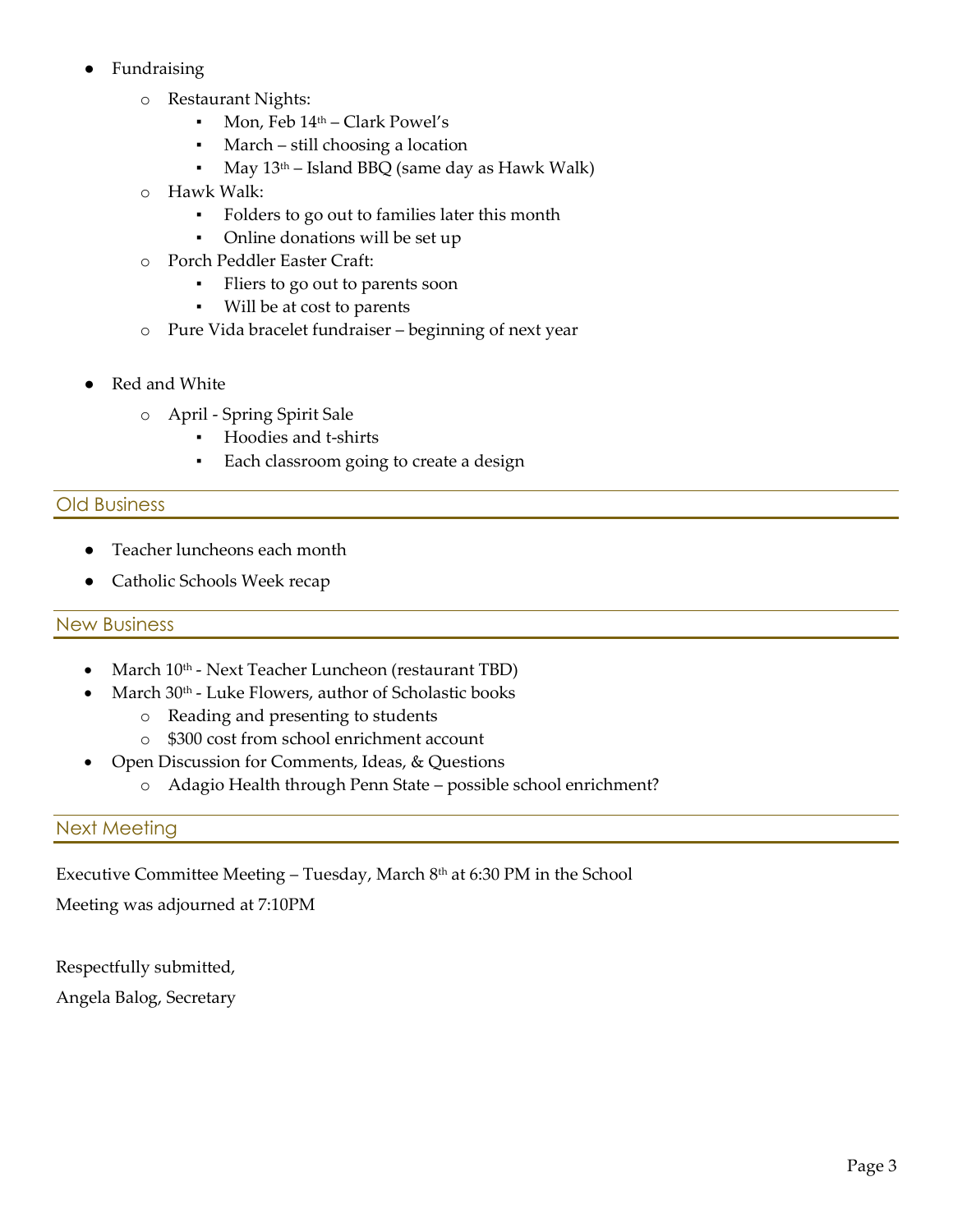- Fundraising
  - Restaurant Nights:
    - Mon, Feb 14th – Clark Powel's
    - March – still choosing a location
    - May 13th – Island BBQ (same day as Hawk Walk)
  - Hawk Walk:
    - Folders to go out to families later this month
    - Online donations will be set up
  - Porch Peddler Easter Craft:
    - Fliers to go out to parents soon
    - Will be at cost to parents
  - Pure Vida bracelet fundraiser – beginning of next year

- Red and White
  - April - Spring Spirit Sale
    - Hoodies and t-shirts
    - Each classroom going to create a design

## Old Business

- Teacher luncheons each month
- Catholic Schools Week recap

## New Business

- March 10th - Next Teacher Luncheon (restaurant TBD)
- March 30th - Luke Flowers, author of Scholastic books
  - Reading and presenting to students
  - $300 cost from school enrichment account
- Open Discussion for Comments, Ideas, & Questions
  - Adagio Health through Penn State – possible school enrichment?

## Next Meeting

Executive Committee Meeting – Tuesday, March 8th at 6:30 PM in the School

Meeting was adjourned at 7:10PM

Respectfully submitted,

Angela Balog, Secretary